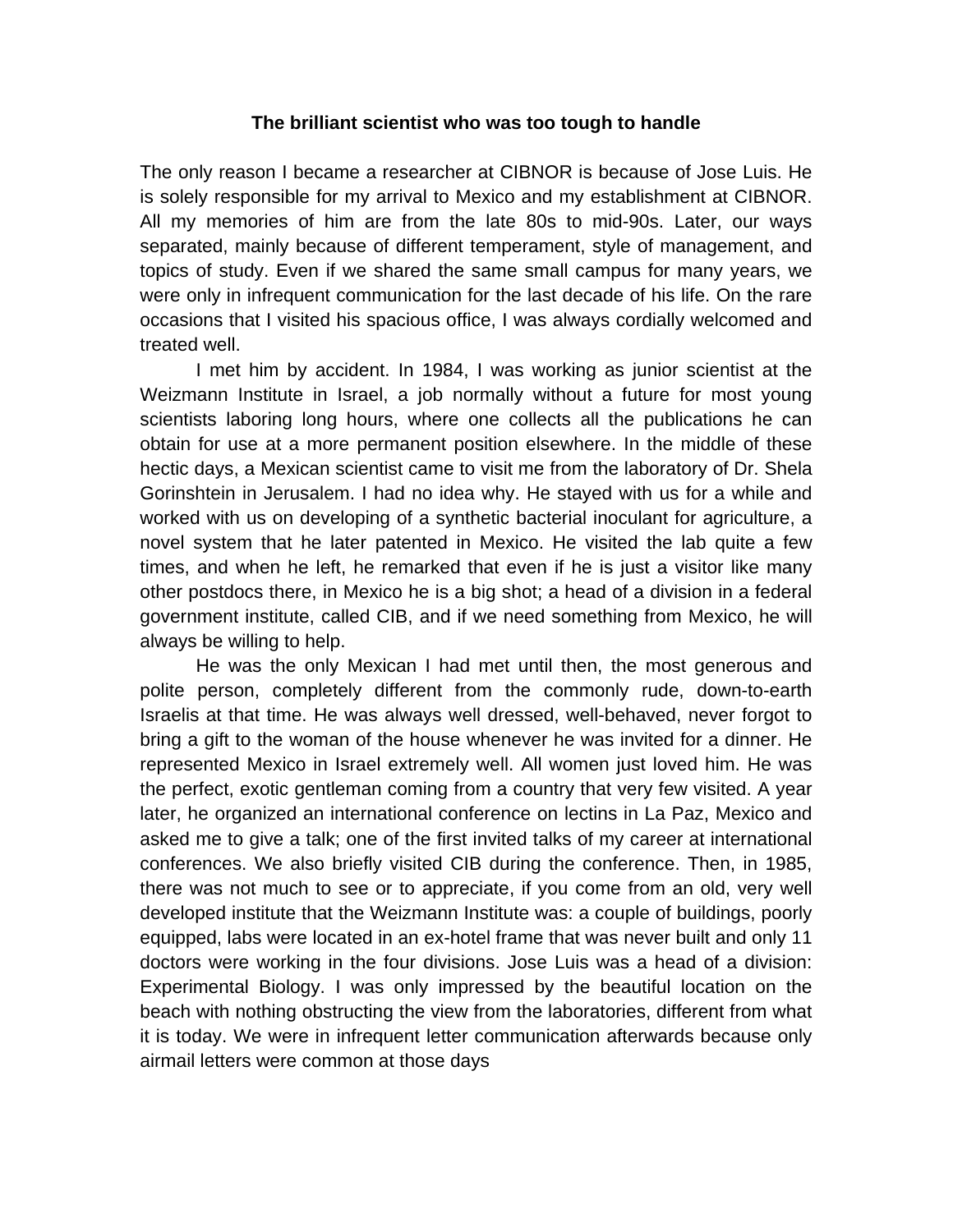## The brilliant scientist who was too tough to handle

The only reason I became a researcher at CIBNOR is because of Jose Luis. He is solely responsible for my arrival to Mexico and my establishment at CIBNOR. All my memories of him are from the late 80s to mid-90s. Later, our ways separated, mainly because of different temperament, style of management, and topics of study. Even if we shared the same small campus for many years, we were only in infrequent communication for the last decade of his life. On the rare occasions that I visited his spacious office, I was always cordially welcomed and treated well.

I met him by accident. In 1984, I was working as junior scientist at the Weizmann Institute in Israel, a job normally without a future for most young scientists laboring long hours, where one collects all the publications he can obtain for use at a more permanent position elsewhere. In the middle of these hectic days, a Mexican scientist came to visit me from the laboratory of Dr. Shela Gorinshtein in Jerusalem. I had no idea why. He stayed with us for a while and worked with us on developing of a synthetic bacterial inoculant for agriculture, a novel system that he later patented in Mexico. He visited the lab quite a few times, and when he left, he remarked that even if he is just a visitor like many other postdocs there, in Mexico he is a big shot; a head of a division in a federal government institute, called CIB, and if we need something from Mexico, he will always be willing to help.

He was the only Mexican I had met until then, the most generous and polite person, completely different from the commonly rude, down-to-earth Israelis at that time. He was always well dressed, well-behaved, never forgot to bring a gift to the woman of the house whenever he was invited for a dinner. He represented Mexico in Israel extremely well. All women just loved him. He was the perfect, exotic gentleman coming from a country that very few visited. A year later, he organized an international conference on lectins in La Paz, Mexico and asked me to give a talk; one of the first invited talks of my career at international conferences. We also briefly visited CIB during the conference. Then, in 1985, there was not much to see or to appreciate, if you come from an old, very well developed institute that the Weizmann Institute was: a couple of buildings, poorly equipped, labs were located in an ex-hotel frame that was never built and only 11 doctors were working in the four divisions. Jose Luis was a head of a division: Experimental Biology. I was only impressed by the beautiful location on the beach with nothing obstructing the view from the laboratories, different from what it is today. We were in infrequent letter communication afterwards because only airmail letters were common at those days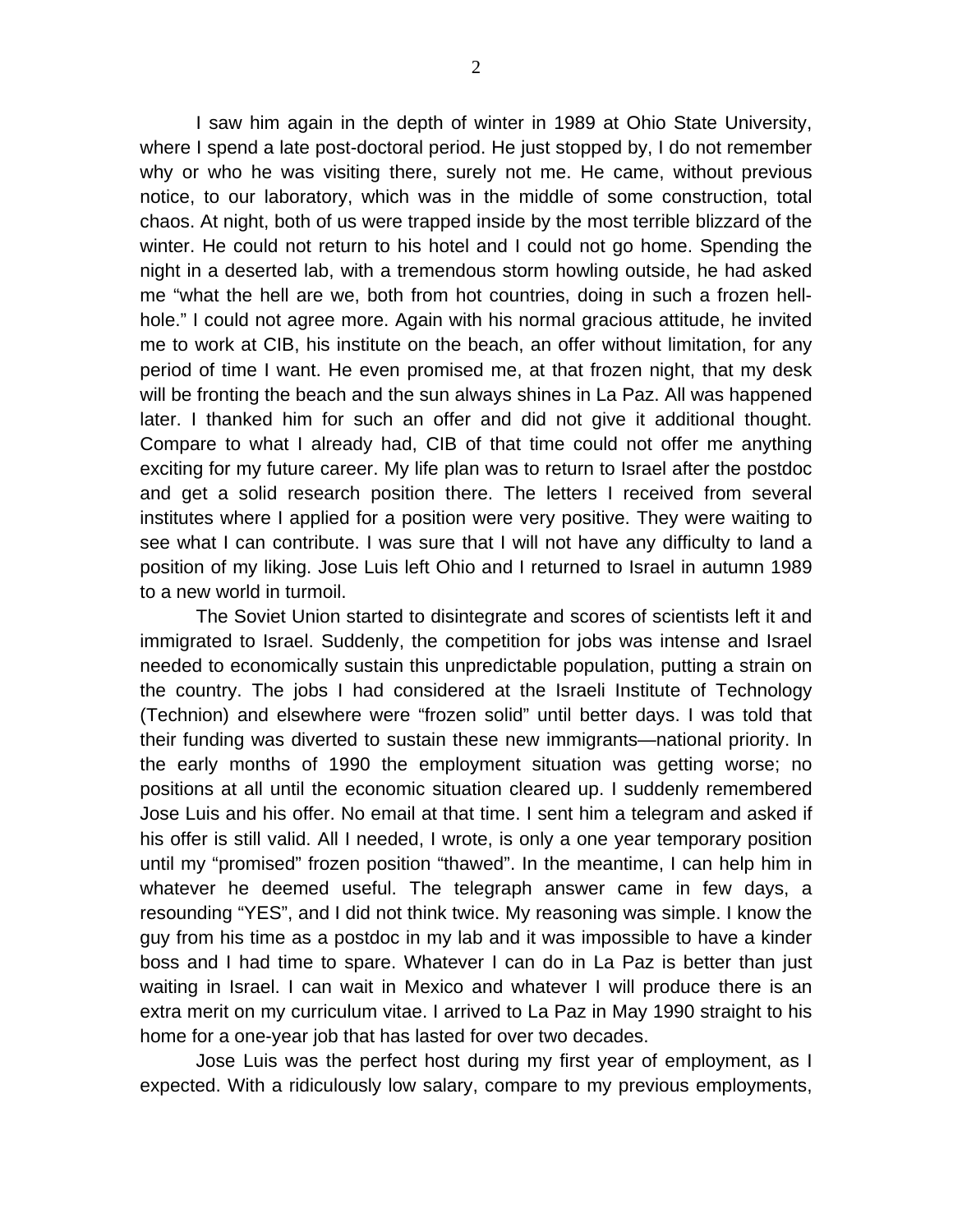I saw him again in the depth of winter in 1989 at Ohio State University, where I spend a late post-doctoral period. He just stopped by, I do not remember why or who he was visiting there, surely not me. He came, without previous notice, to our laboratory, which was in the middle of some construction, total chaos. At night, both of us were trapped inside by the most terrible blizzard of the winter. He could not return to his hotel and I could not go home. Spending the night in a deserted lab, with a tremendous storm howling outside, he had asked me "what the hell are we, both from hot countries, doing in such a frozen hell-hole." I could not agree more. Again with his normal gracious attitude, he invited me to work at CIB, his institute on the beach, an offer without limitation, for any period of time I want. He even promised me, at that frozen night, that my desk will be fronting the beach and the sun always shines in La Paz. All was happened later. I thanked him for such an offer and did not give it additional thought. Compare to what I already had, CIB of that time could not offer me anything exciting for my future career. My life plan was to return to Israel after the postdoc and get a solid research position there. The letters I received from several institutes where I applied for a position were very positive. They were waiting to see what I can contribute. I was sure that I will not have any difficulty to land a position of my liking. Jose Luis left Ohio and I returned to Israel in autumn 1989 to a new world in turmoil.

The Soviet Union started to disintegrate and scores of scientists left it and immigrated to Israel. Suddenly, the competition for jobs was intense and Israel needed to economically sustain this unpredictable population, putting a strain on the country. The jobs I had considered at the Israeli Institute of Technology (Technion) and elsewhere were "frozen solid" until better days. I was told that their funding was diverted to sustain these new immigrants—national priority. In the early months of 1990 the employment situation was getting worse; no positions at all until the economic situation cleared up. I suddenly remembered Jose Luis and his offer. No email at that time. I sent him a telegram and asked if his offer is still valid. All I needed, I wrote, is only a one year temporary position until my "promised" frozen position "thawed". In the meantime, I can help him in whatever he deemed useful. The telegraph answer came in few days, a resounding "YES", and I did not think twice. My reasoning was simple. I know the guy from his time as a postdoc in my lab and it was impossible to have a kinder boss and I had time to spare. Whatever I can do in La Paz is better than just waiting in Israel. I can wait in Mexico and whatever I will produce there is an extra merit on my curriculum vitae. I arrived to La Paz in May 1990 straight to his home for a one-year job that has lasted for over two decades.

Jose Luis was the perfect host during my first year of employment, as I expected. With a ridiculously low salary, compare to my previous employments,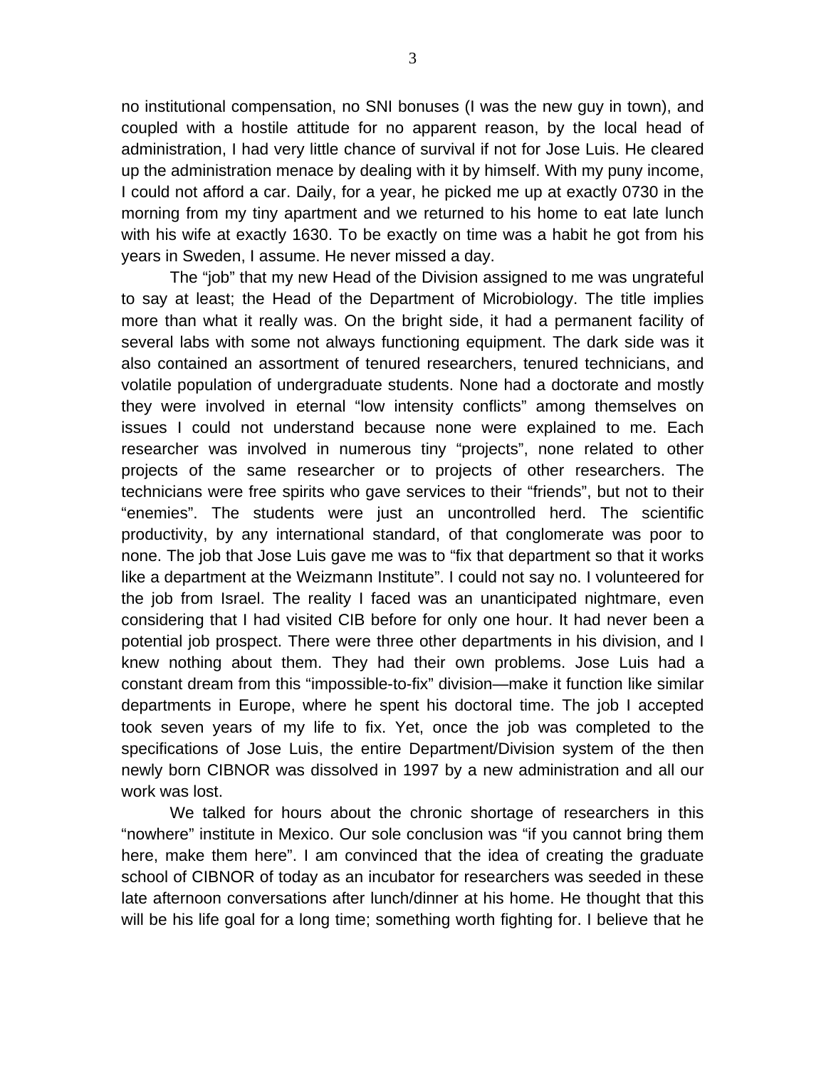no institutional compensation, no SNI bonuses (I was the new guy in town), and coupled with a hostile attitude for no apparent reason, by the local head of administration, I had very little chance of survival if not for Jose Luis. He cleared up the administration menace by dealing with it by himself. With my puny income, I could not afford a car. Daily, for a year, he picked me up at exactly 0730 in the morning from my tiny apartment and we returned to his home to eat late lunch with his wife at exactly 1630. To be exactly on time was a habit he got from his years in Sweden, I assume. He never missed a day.

The "job" that my new Head of the Division assigned to me was ungrateful to say at least; the Head of the Department of Microbiology. The title implies more than what it really was. On the bright side, it had a permanent facility of several labs with some not always functioning equipment. The dark side was it also contained an assortment of tenured researchers, tenured technicians, and volatile population of undergraduate students. None had a doctorate and mostly they were involved in eternal "low intensity conflicts" among themselves on issues I could not understand because none were explained to me. Each researcher was involved in numerous tiny "projects", none related to other projects of the same researcher or to projects of other researchers. The technicians were free spirits who gave services to their "friends", but not to their "enemies". The students were just an uncontrolled herd. The scientific productivity, by any international standard, of that conglomerate was poor to none. The job that Jose Luis gave me was to "fix that department so that it works like a department at the Weizmann Institute". I could not say no. I volunteered for the job from Israel. The reality I faced was an unanticipated nightmare, even considering that I had visited CIB before for only one hour. It had never been a potential job prospect. There were three other departments in his division, and I knew nothing about them. They had their own problems. Jose Luis had a constant dream from this "impossible-to-fix" division—make it function like similar departments in Europe, where he spent his doctoral time. The job I accepted took seven years of my life to fix. Yet, once the job was completed to the specifications of Jose Luis, the entire Department/Division system of the then newly born CIBNOR was dissolved in 1997 by a new administration and all our work was lost.

We talked for hours about the chronic shortage of researchers in this "nowhere" institute in Mexico. Our sole conclusion was "if you cannot bring them here, make them here". I am convinced that the idea of creating the graduate school of CIBNOR of today as an incubator for researchers was seeded in these late afternoon conversations after lunch/dinner at his home. He thought that this will be his life goal for a long time; something worth fighting for. I believe that he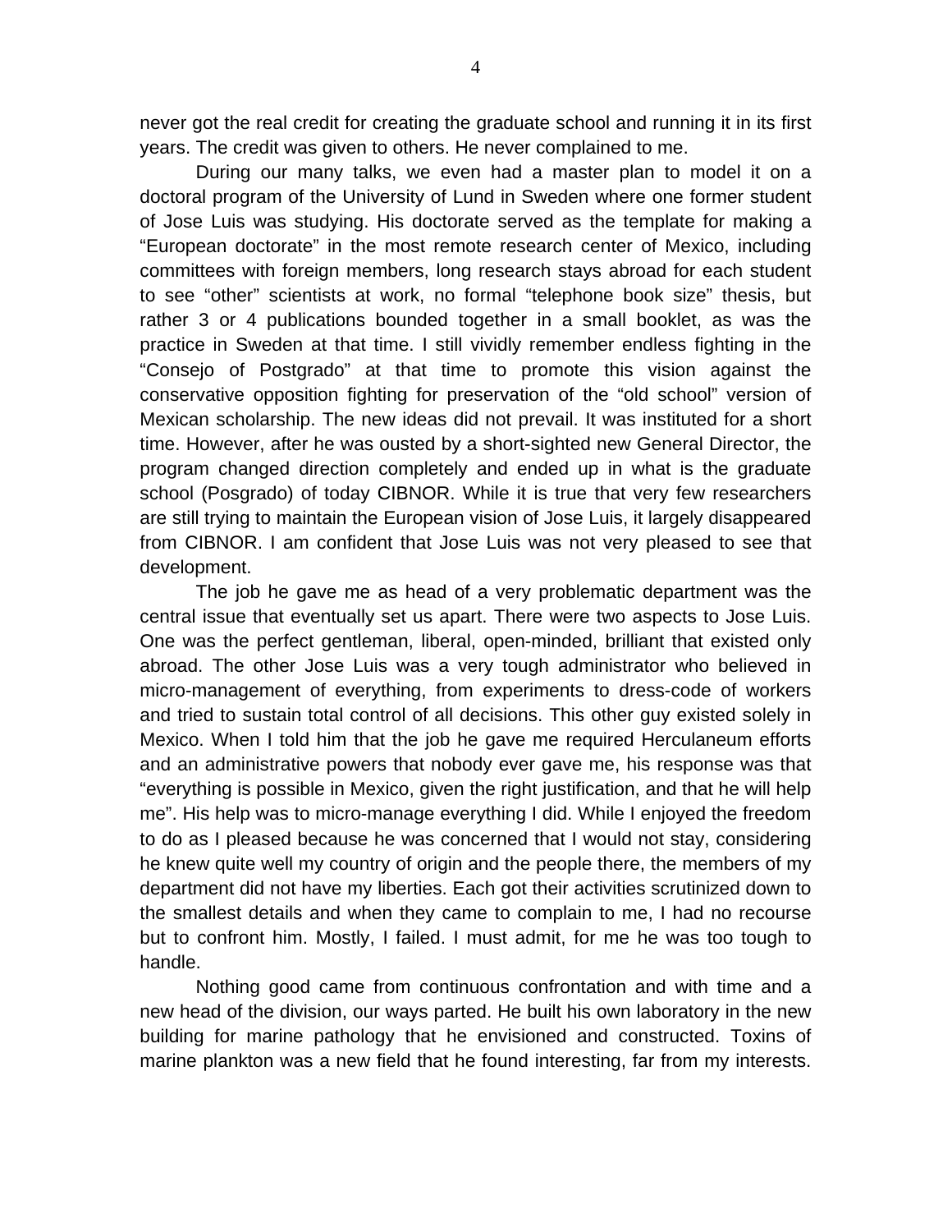never got the real credit for creating the graduate school and running it in its first years. The credit was given to others. He never complained to me.

During our many talks, we even had a master plan to model it on a doctoral program of the University of Lund in Sweden where one former student of Jose Luis was studying. His doctorate served as the template for making a "European doctorate" in the most remote research center of Mexico, including committees with foreign members, long research stays abroad for each student to see "other" scientists at work, no formal "telephone book size" thesis, but rather 3 or 4 publications bounded together in a small booklet, as was the practice in Sweden at that time. I still vividly remember endless fighting in the "Consejo of Postgrado" at that time to promote this vision against the conservative opposition fighting for preservation of the "old school" version of Mexican scholarship. The new ideas did not prevail. It was instituted for a short time. However, after he was ousted by a short-sighted new General Director, the program changed direction completely and ended up in what is the graduate school (Posgrado) of today CIBNOR. While it is true that very few researchers are still trying to maintain the European vision of Jose Luis, it largely disappeared from CIBNOR. I am confident that Jose Luis was not very pleased to see that development.

The job he gave me as head of a very problematic department was the central issue that eventually set us apart. There were two aspects to Jose Luis. One was the perfect gentleman, liberal, open-minded, brilliant that existed only abroad. The other Jose Luis was a very tough administrator who believed in micro-management of everything, from experiments to dress-code of workers and tried to sustain total control of all decisions. This other guy existed solely in Mexico. When I told him that the job he gave me required Herculaneum efforts and an administrative powers that nobody ever gave me, his response was that "everything is possible in Mexico, given the right justification, and that he will help me". His help was to micro-manage everything I did. While I enjoyed the freedom to do as I pleased because he was concerned that I would not stay, considering he knew quite well my country of origin and the people there, the members of my department did not have my liberties. Each got their activities scrutinized down to the smallest details and when they came to complain to me, I had no recourse but to confront him. Mostly, I failed. I must admit, for me he was too tough to handle.

Nothing good came from continuous confrontation and with time and a new head of the division, our ways parted. He built his own laboratory in the new building for marine pathology that he envisioned and constructed. Toxins of marine plankton was a new field that he found interesting, far from my interests.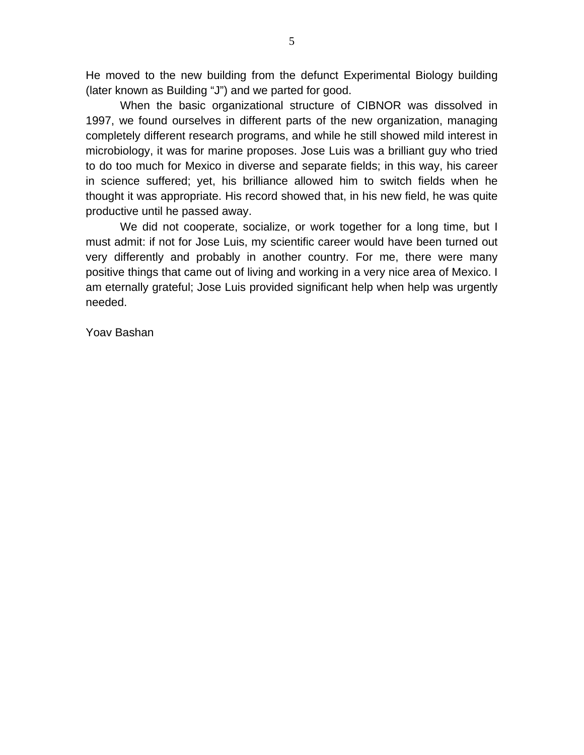He moved to the new building from the defunct Experimental Biology building (later known as Building “J”) and we parted for good.

When the basic organizational structure of CIBNOR was dissolved in 1997, we found ourselves in different parts of the new organization, managing completely different research programs, and while he still showed mild interest in microbiology, it was for marine proposes. Jose Luis was a brilliant guy who tried to do too much for Mexico in diverse and separate fields; in this way, his career in science suffered; yet, his brilliance allowed him to switch fields when he thought it was appropriate. His record showed that, in his new field, he was quite productive until he passed away.

We did not cooperate, socialize, or work together for a long time, but I must admit: if not for Jose Luis, my scientific career would have been turned out very differently and probably in another country. For me, there were many positive things that came out of living and working in a very nice area of Mexico. I am eternally grateful; Jose Luis provided significant help when help was urgently needed.

Yoav Bashan